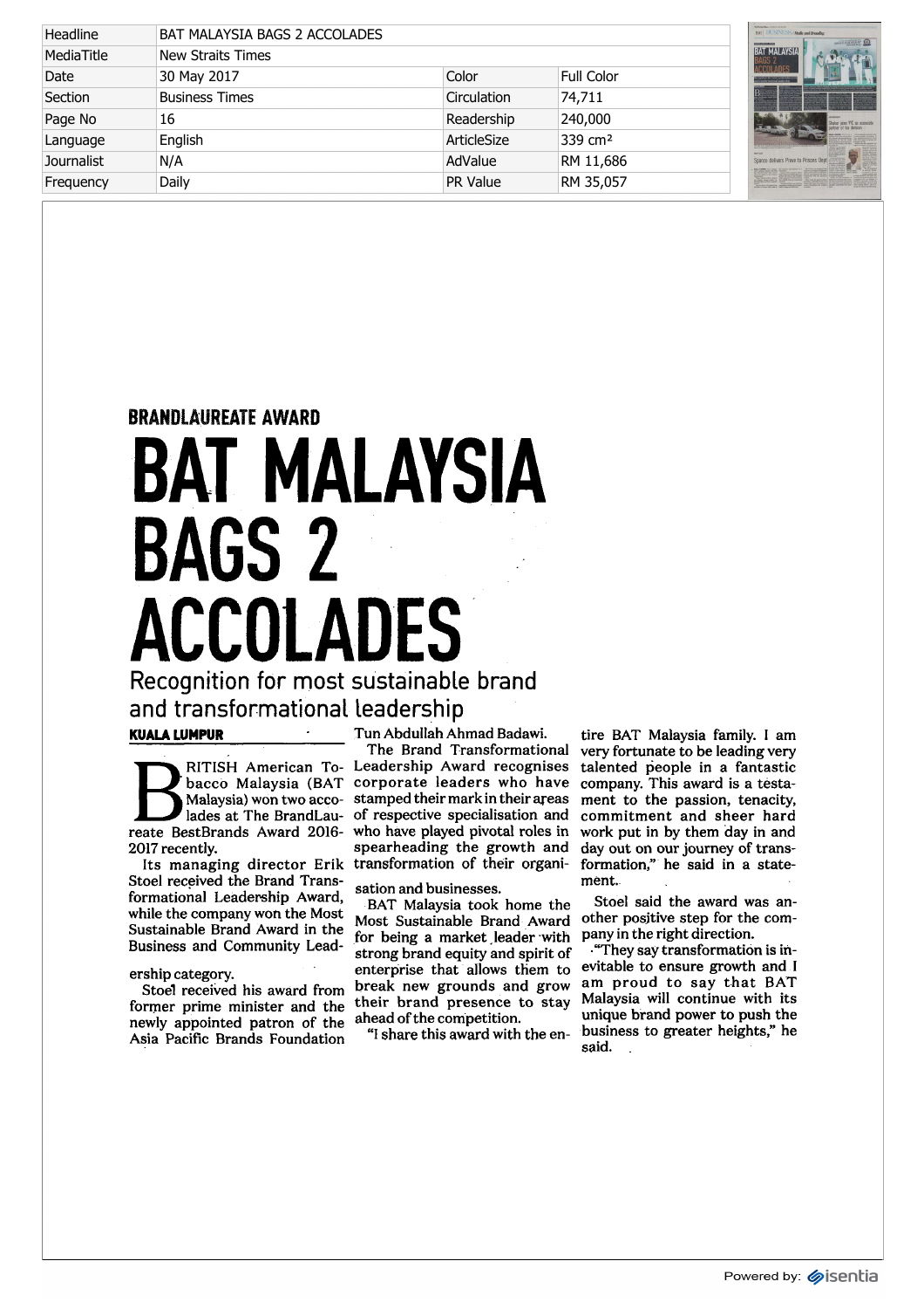| Headline | BAT MALAYSIA BAGS 2 ACCOLADES | | |
|---|---|---|---|
| MediaTitle | New Straits Times | | |
| Date | 30 May 2017 | Color | Full Color |
| Section | Business Times | Circulation | 74,711 |
| Page No | 16 | Readership | 240,000 |
| Language | English | ArticleSize | 339 cm² |
| Journalist | N/A | AdValue | RM 11,686 |
| Frequency | Daily | PR Value | RM 35,057 |

**BRANDLAUREATE AWARD**

# BAT MALAYSIA BAGS 2 ACCOLADES

## Recognition for most sustainable brand and transformational leadership

**KUALA LUMPUR**

BRITISH American Tobacco Malaysia (BAT Malaysia) won two accolades at The BrandLaureate BestBrands Award 2016-2017 recently.

Its managing director Erik Stoel received the Brand Transformational Leadership Award, while the company won the Most Sustainable Brand Award in the Business and Community Leadership category.

Stoel received his award from former prime minister and the newly appointed patron of the Asia Pacific Brands Foundation Tun Abdullah Ahmad Badawi.

The Brand Transformational Leadership Award recognises corporate leaders who have stamped their mark in their areas of respective specialisation and who have played pivotal roles in spearheading the growth and transformation of their organisation and businesses.

BAT Malaysia took home the Most Sustainable Brand Award for being a market leader with strong brand equity and spirit of enterprise that allows them to break new grounds and grow their brand presence to stay ahead of the competition.

"I share this award with the entire BAT Malaysia family. I am very fortunate to be leading very talented people in a fantastic company. This award is a testament to the passion, tenacity, commitment and sheer hard work put in by them day in and day out on our journey of transformation," he said in a statement.

Stoel said the award was another positive step for the company in the right direction.

"They say transformation is inevitable to ensure growth and I am proud to say that BAT Malaysia will continue with its unique brand power to push the business to greater heights," he said.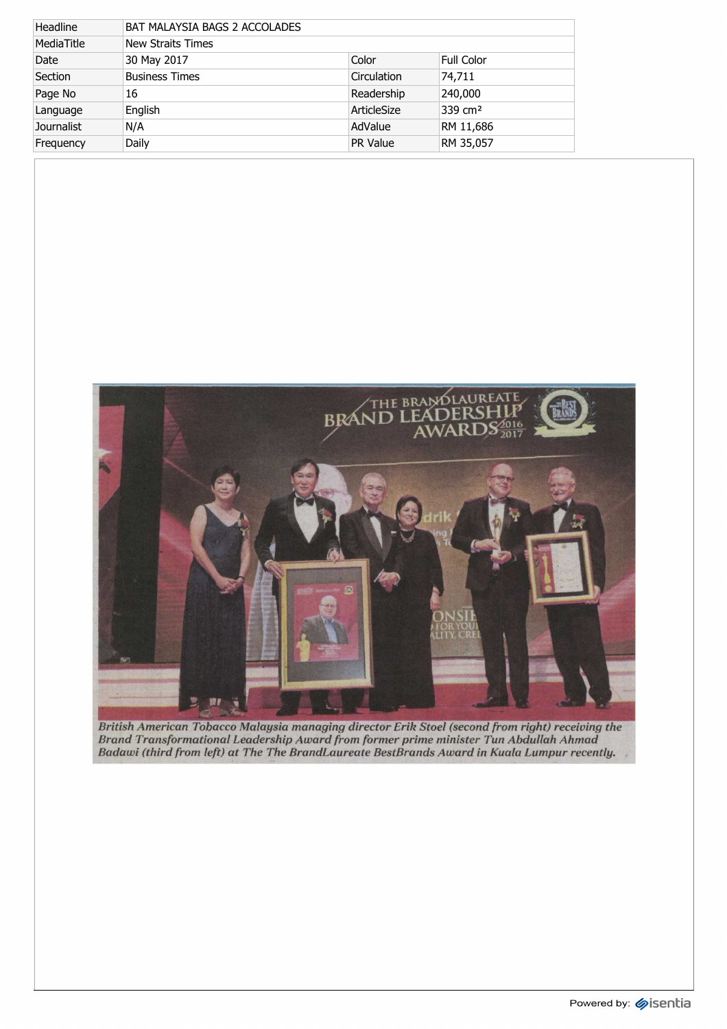| | | | |
|---|---|---|---|
| Headline | BAT MALAYSIA BAGS 2 ACCOLADES | | |
| MediaTitle | New Straits Times | | |
| Date | 30 May 2017 | Color | Full Color |
| Section | Business Times | Circulation | 74,711 |
| Page No | 16 | Readership | 240,000 |
| Language | English | ArticleSize | 339 cm² |
| Journalist | N/A | AdValue | RM 11,686 |
| Frequency | Daily | PR Value | RM 35,057 |

*British American Tobacco Malaysia managing director Erik Stoel (second from right) receiving the Brand Transformational Leadership Award from former prime minister Tun Abdullah Ahmad Badawi (third from left) at The The BrandLaureate BestBrands Award in Kuala Lumpur recently.*